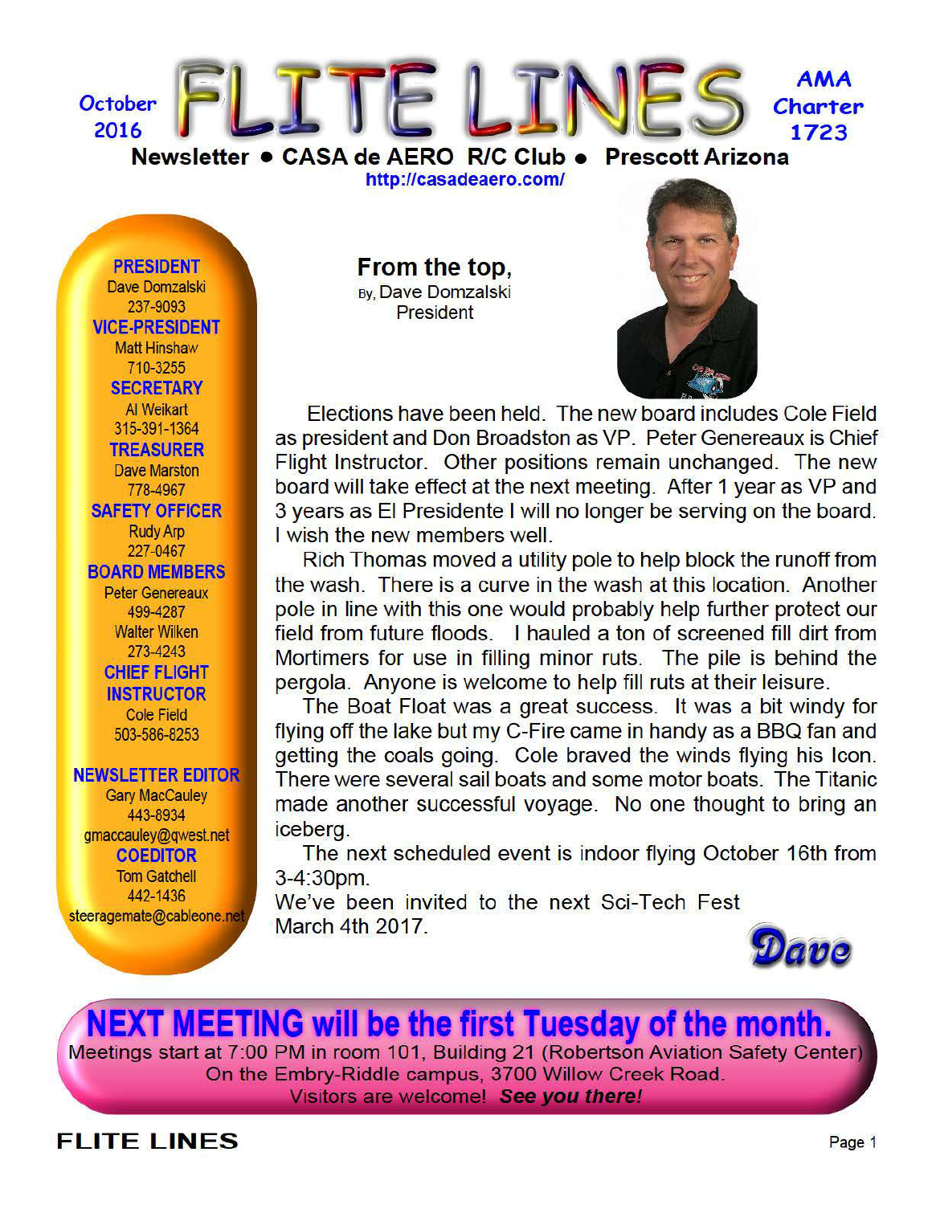October 2016

# FLITE LINES

AMA Charter 1723

**Newsletter • CASA de AERO R/C Club • Prescott Arizona**

http://casadeaero.com/

**PRESIDENT**
Dave Domzalski
237-9093

**VICE-PRESIDENT**
Matt Hinshaw
710-3255

**SECRETARY**
Al Weikart
315-391-1364

**TREASURER**
Dave Marston
778-4967

**SAFETY OFFICER**
Rudy Arp
227-0467

**BOARD MEMBERS**
Peter Genereaux
499-4287
Walter Wilken
273-4243

**CHIEF FLIGHT INSTRUCTOR**
Cole Field
503-586-8253

**NEWSLETTER EDITOR**
Gary MacCauley
443-8934
gmaccauley@qwest.net

**COEDITOR**
Tom Gatchell
442-1436
steeragemate@cableone.net

## From the top,

By, Dave Domzalski
President

Elections have been held. The new board includes Cole Field as president and Don Broadston as VP. Peter Genereaux is Chief Flight Instructor. Other positions remain unchanged. The new board will take effect at the next meeting. After 1 year as VP and 3 years as El Presidente I will no longer be serving on the board. I wish the new members well.

Rich Thomas moved a utility pole to help block the runoff from the wash. There is a curve in the wash at this location. Another pole in line with this one would probably help further protect our field from future floods. I hauled a ton of screened fill dirt from Mortimers for use in filling minor ruts. The pile is behind the pergola. Anyone is welcome to help fill ruts at their leisure.

The Boat Float was a great success. It was a bit windy for flying off the lake but my C-Fire came in handy as a BBQ fan and getting the coals going. Cole braved the winds flying his Icon. There were several sail boats and some motor boats. The Titanic made another successful voyage. No one thought to bring an iceberg.

The next scheduled event is indoor flying October 16th from 3-4:30pm.

We've been invited to the next Sci-Tech Fest March 4th 2017.

Dave

**NEXT MEETING will be the first Tuesday of the month.**

Meetings start at 7:00 PM in room 101, Building 21 (Robertson Aviation Safety Center) On the Embry-Riddle campus, 3700 Willow Creek Road. Visitors are welcome! ***See you there!***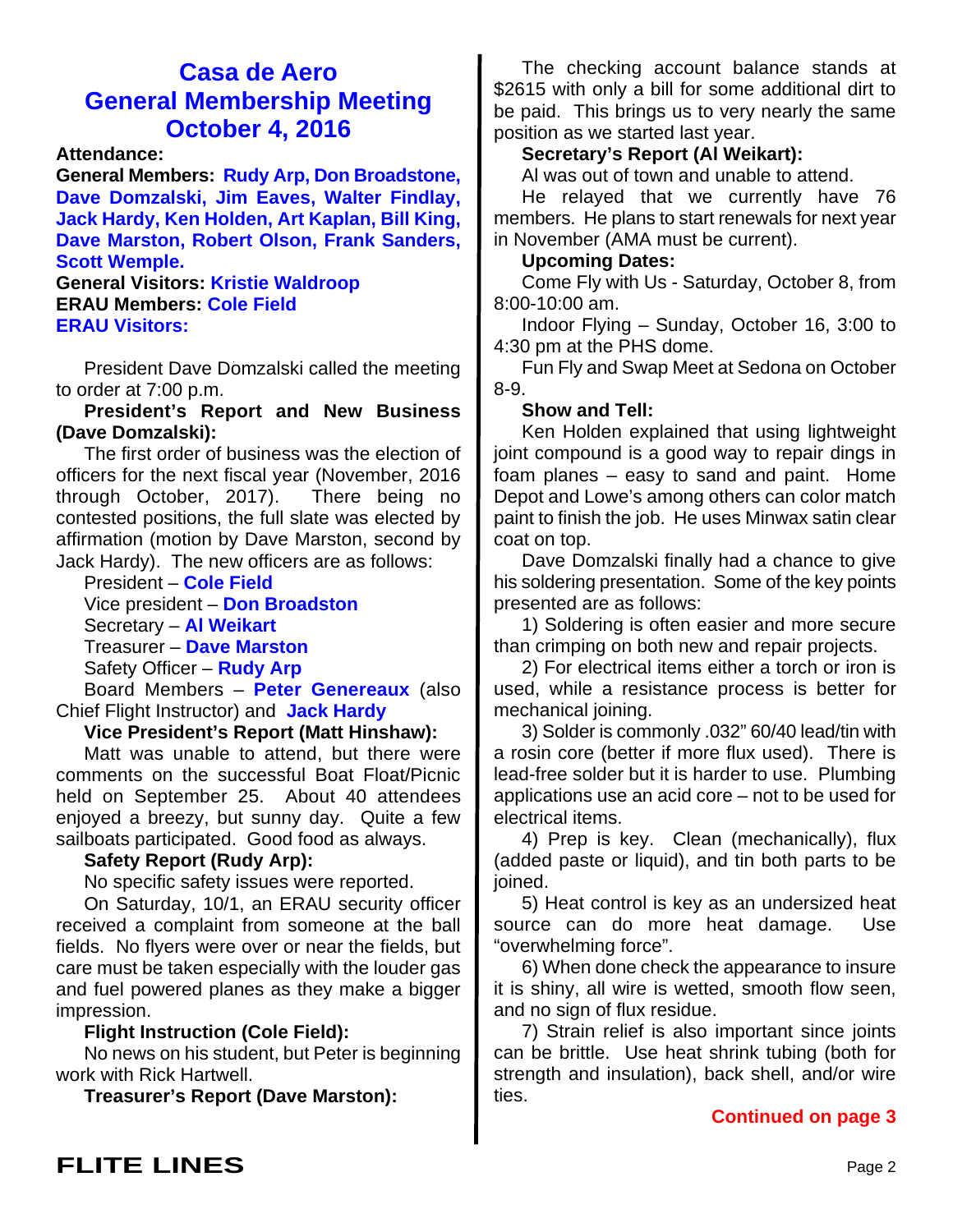# Casa de Aero General Membership Meeting October 4, 2016

**Attendance:**

**General Members: Rudy Arp, Don Broadstone, Dave Domzalski, Jim Eaves, Walter Findlay, Jack Hardy, Ken Holden, Art Kaplan, Bill King, Dave Marston, Robert Olson, Frank Sanders, Scott Wemple.**

**General Visitors: Kristie Waldroop**

**ERAU Members: Cole Field**

**ERAU Visitors:**

President Dave Domzalski called the meeting to order at 7:00 p.m.

**President's Report and New Business (Dave Domzalski):**

The first order of business was the election of officers for the next fiscal year (November, 2016 through October, 2017). There being no contested positions, the full slate was elected by affirmation (motion by Dave Marston, second by Jack Hardy). The new officers are as follows:

President – **Cole Field**

Vice president – **Don Broadston**

Secretary – **Al Weikart**

Treasurer – **Dave Marston**

Safety Officer – **Rudy Arp**

Board Members – **Peter Genereaux** (also Chief Flight Instructor) and **Jack Hardy**

**Vice President's Report (Matt Hinshaw):**

Matt was unable to attend, but there were comments on the successful Boat Float/Picnic held on September 25. About 40 attendees enjoyed a breezy, but sunny day. Quite a few sailboats participated. Good food as always.

**Safety Report (Rudy Arp):**

No specific safety issues were reported.

On Saturday, 10/1, an ERAU security officer received a complaint from someone at the ball fields. No flyers were over or near the fields, but care must be taken especially with the louder gas and fuel powered planes as they make a bigger impression.

**Flight Instruction (Cole Field):**

No news on his student, but Peter is beginning work with Rick Hartwell.

**Treasurer's Report (Dave Marston):**

The checking account balance stands at $2615 with only a bill for some additional dirt to be paid. This brings us to very nearly the same position as we started last year.

**Secretary's Report (Al Weikart):**

Al was out of town and unable to attend.

He relayed that we currently have 76 members. He plans to start renewals for next year in November (AMA must be current).

**Upcoming Dates:**

Come Fly with Us - Saturday, October 8, from 8:00-10:00 am.

Indoor Flying – Sunday, October 16, 3:00 to 4:30 pm at the PHS dome.

Fun Fly and Swap Meet at Sedona on October 8-9.

**Show and Tell:**

Ken Holden explained that using lightweight joint compound is a good way to repair dings in foam planes – easy to sand and paint. Home Depot and Lowe's among others can color match paint to finish the job. He uses Minwax satin clear coat on top.

Dave Domzalski finally had a chance to give his soldering presentation. Some of the key points presented are as follows:

1) Soldering is often easier and more secure than crimping on both new and repair projects.

2) For electrical items either a torch or iron is used, while a resistance process is better for mechanical joining.

3) Solder is commonly .032" 60/40 lead/tin with a rosin core (better if more flux used). There is lead-free solder but it is harder to use. Plumbing applications use an acid core – not to be used for electrical items.

4) Prep is key. Clean (mechanically), flux (added paste or liquid), and tin both parts to be joined.

5) Heat control is key as an undersized heat source can do more heat damage. Use "overwhelming force".

6) When done check the appearance to insure it is shiny, all wire is wetted, smooth flow seen, and no sign of flux residue.

7) Strain relief is also important since joints can be brittle. Use heat shrink tubing (both for strength and insulation), back shell, and/or wire ties.

**Continued on page 3**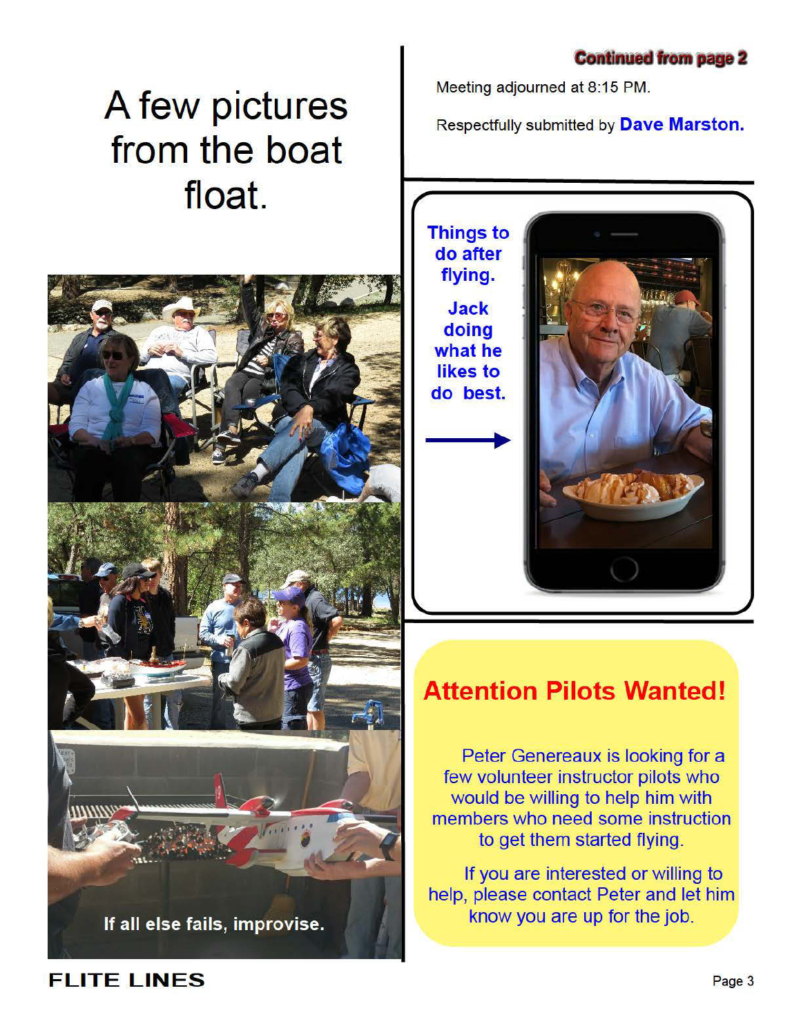# A few pictures from the boat float.

If all else fails, improvise.

**Continued from page 2**

Meeting adjourned at 8:15 PM.

Respectfully submitted by **Dave Marston.**

**Things to do after flying.**

**Jack doing what he likes to do best.**

## Attention Pilots Wanted!

Peter Genereaux is looking for a few volunteer instructor pilots who would be willing to help him with members who need some instruction to get them started flying.

If you are interested or willing to help, please contact Peter and let him know you are up for the job.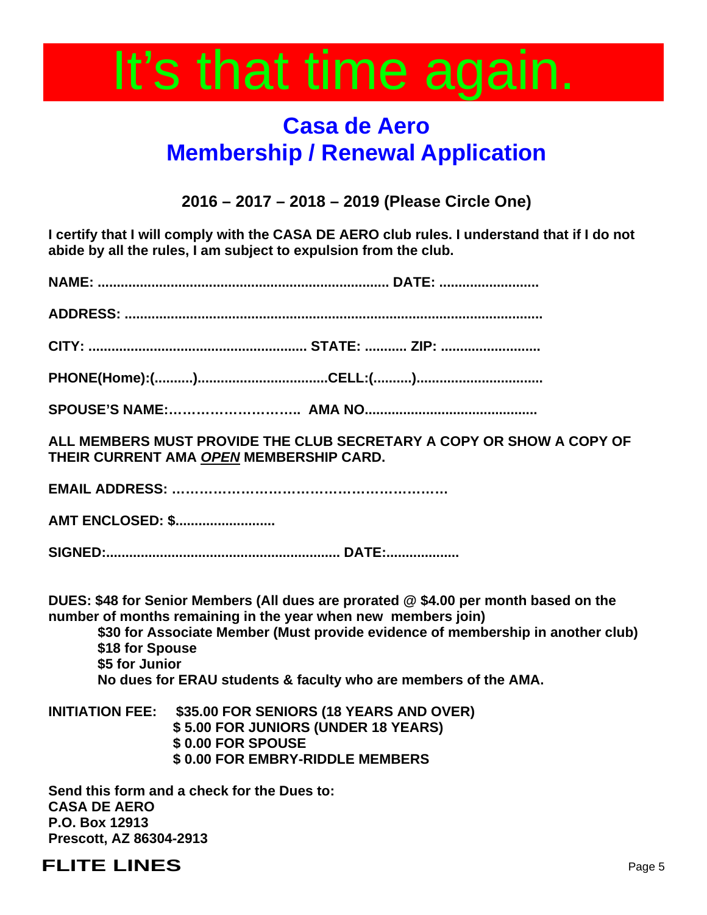# It's that time again.

## Casa de Aero
## Membership / Renewal Application

**2016 – 2017 – 2018 – 2019 (Please Circle One)**

**I certify that I will comply with the CASA DE AERO club rules. I understand that if I do not abide by all the rules, I am subject to expulsion from the club.**

**NAME: .......................................................................... DATE: .........................**

**ADDRESS: ............................................................................................................**

**CITY: ........................................................ STATE: ........... ZIP: .........................**

**PHONE(Home):(..........).................................CELL:(..........)................................**

**SPOUSE'S NAME:……………………….. AMA NO............................................**

**ALL MEMBERS MUST PROVIDE THE CLUB SECRETARY A COPY OR SHOW A COPY OF THEIR CURRENT AMA _OPEN_ MEMBERSHIP CARD.**

**EMAIL ADDRESS: ………………………………………………….**

**AMT ENCLOSED: $.........................**

**SIGNED:............................................................ DATE:..................**

**DUES: $48 for Senior Members (All dues are prorated @ $4.00 per month based on the number of months remaining in the year when new members join)**
**$30 for Associate Member (Must provide evidence of membership in another club)**
**$18 for Spouse**
**$5 for Junior**
**No dues for ERAU students & faculty who are members of the AMA.**

**INITIATION FEE: $35.00 FOR SENIORS (18 YEARS AND OVER)**
**$ 5.00 FOR JUNIORS (UNDER 18 YEARS)**
**$ 0.00 FOR SPOUSE**
**$ 0.00 FOR EMBRY-RIDDLE MEMBERS**

**Send this form and a check for the Dues to:**
**CASA DE AERO**
**P.O. Box 12913**
**Prescott, AZ 86304-2913**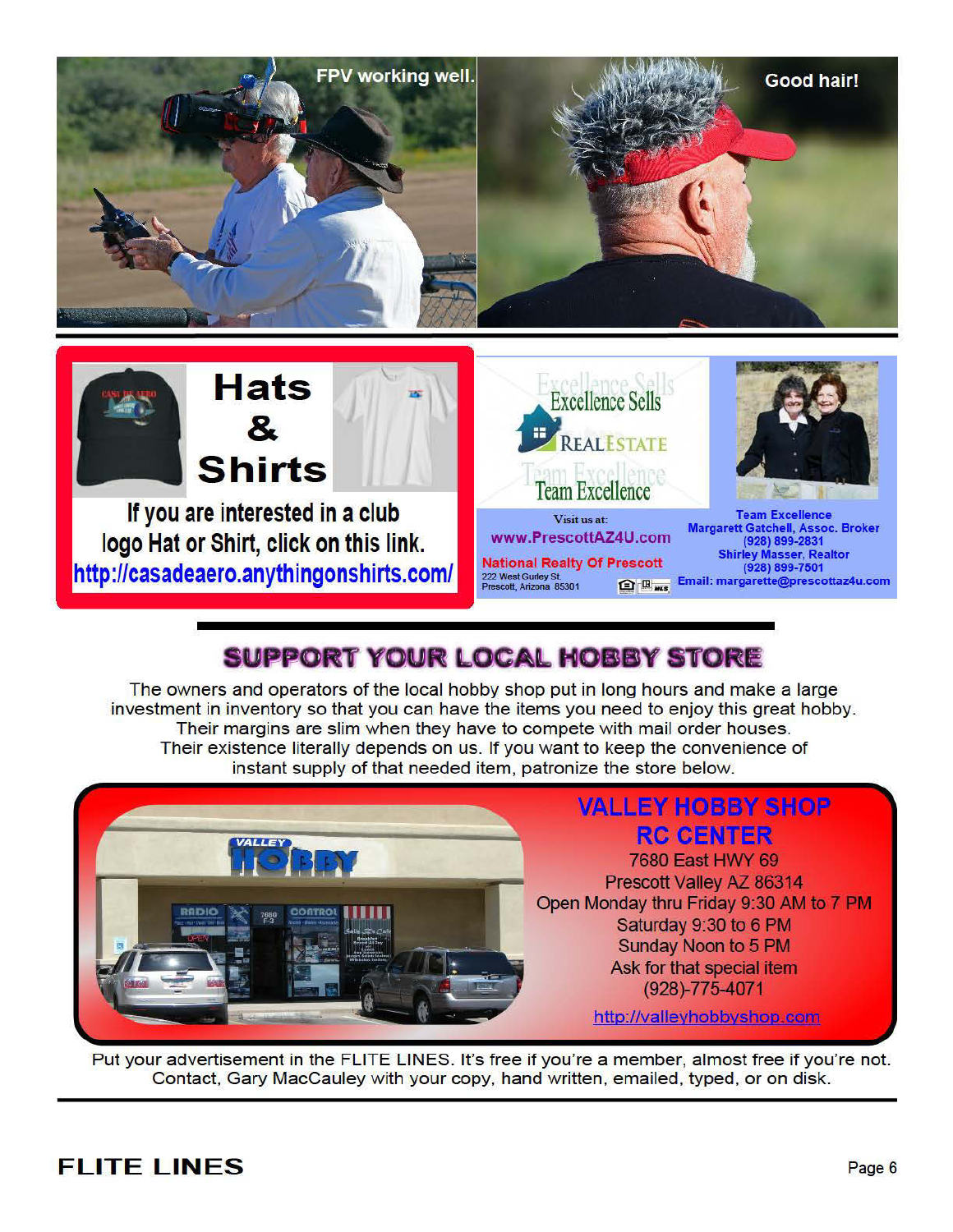FPV working well.

Good hair!

## Hats & Shirts

If you are interested in a club logo Hat or Shirt, click on this link.
http://casadeaero.anythingonshirts.com/

Excellence Sells

REAL ESTATE

Team Excellence

Visit us at:
www.PrescottAZ4U.com

National Realty Of Prescott
222 West Gurley St.
Prescott, Arizona 85301

Team Excellence
Margarett Gatchell, Assoc. Broker
(928) 899-2831
Shirley Masser, Realtor
(928) 899-7501
Email: margarette@prescottaz4u.com

## SUPPORT YOUR LOCAL HOBBY STORE

The owners and operators of the local hobby shop put in long hours and make a large investment in inventory so that you can have the items you need to enjoy this great hobby. Their margins are slim when they have to compete with mail order houses. Their existence literally depends on us. If you want to keep the convenience of instant supply of that needed item, patronize the store below.

### VALLEY HOBBY SHOP
### RC CENTER

7680 East HWY 69
Prescott Valley AZ 86314
Open Monday thru Friday 9:30 AM to 7 PM
Saturday 9:30 to 6 PM
Sunday Noon to 5 PM
Ask for that special item
(928)-775-4071
http://valleyhobbyshop.com

Put your advertisement in the FLITE LINES. It's free if you're a member, almost free if you're not. Contact, Gary MacCauley with your copy, hand written, emailed, typed, or on disk.